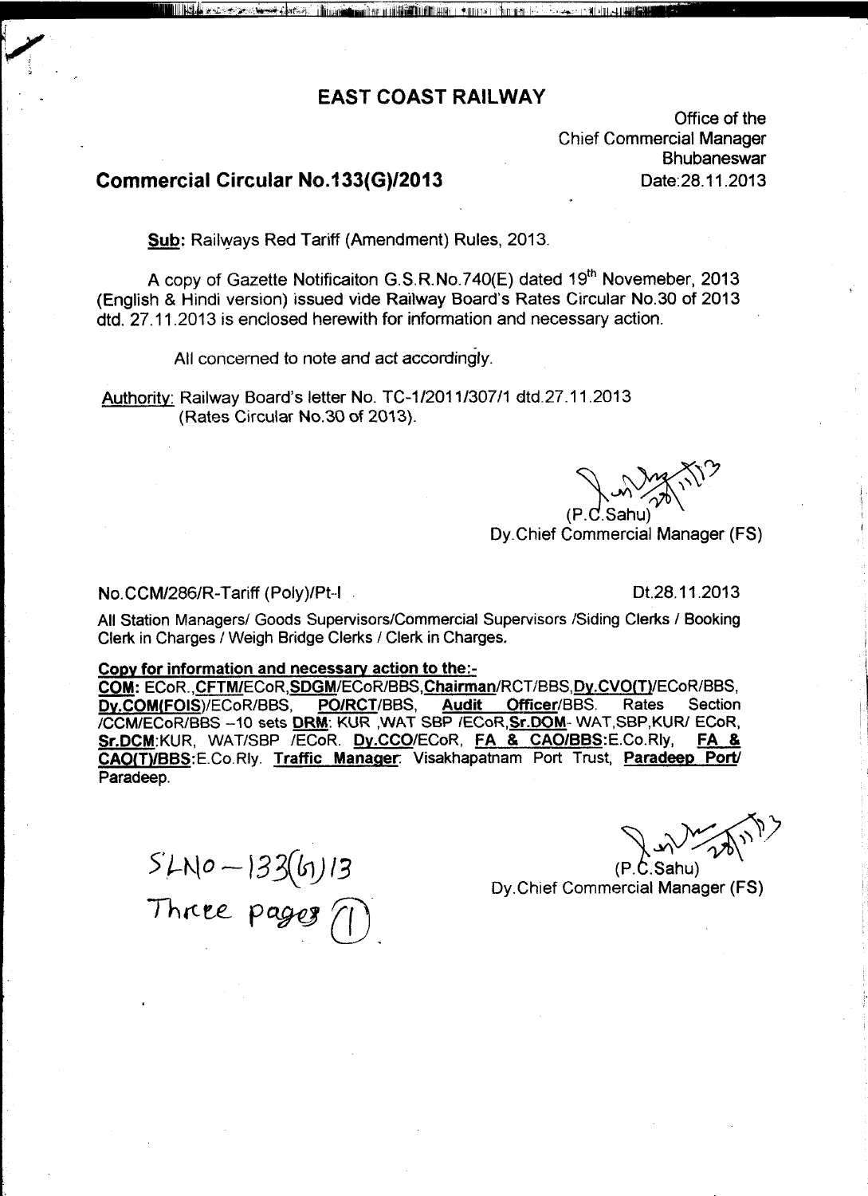# EAST COAST RAILWAY

Office of the
Chief Commercial Manager
Bhubaneswar
Date:28.11.2013

## Commercial Circular No.133(G)/2013

**Sub:** Railways Red Tariff (Amendment) Rules, 2013.

A copy of Gazette Notificaiton G.S.R.No.740(E) dated 19th Novemeber, 2013 (English & Hindi version) issued vide Railway Board's Rates Circular No.30 of 2013 dtd. 27.11.2013 is enclosed herewith for information and necessary action.

All concerned to note and act accordingly.

Authority: Railway Board's letter No. TC-1/2011/307/1 dtd.27.11.2013 (Rates Circular No.30 of 2013).

(P.C.Sahu)
Dy.Chief Commercial Manager (FS)

No.CCM/286/R-Tariff (Poly)/Pt-I    Dt.28.11.2013

All Station Managers/ Goods Supervisors/Commercial Supervisors /Siding Clerks / Booking Clerk in Charges / Weigh Bridge Clerks / Clerk in Charges.

**Copy for information and necessary action to the:-**

**COM:** ECoR.,**CFTM**/ECoR,**SDGM**/ECoR/BBS,**Chairman**/RCT/BBS,**Dy.CVO(T)**/ECoR/BBS, **Dy.COM(FOIS)**/ECoR/BBS, **PO/RCT**/BBS, **Audit Officer**/BBS. Rates Section /CCM/ECoR/BBS –10 sets **DRM**: KUR ,WAT SBP /ECoR,**Sr.DOM**- WAT,SBP,KUR/ ECoR, **Sr.DCM**:KUR, WAT/SBP /ECoR. **Dy.CCO**/ECoR, **FA & CAO/BBS**:E.Co.Rly, **FA & CAO(T)/BBS**:E.Co.Rly. **Traffic Manager**: Visakhapatnam Port Trust, **Paradeep Port**/ Paradeep.

SLNo – 133(G)/13
Three pages (1)

(P.C.Sahu)
Dy.Chief Commercial Manager (FS)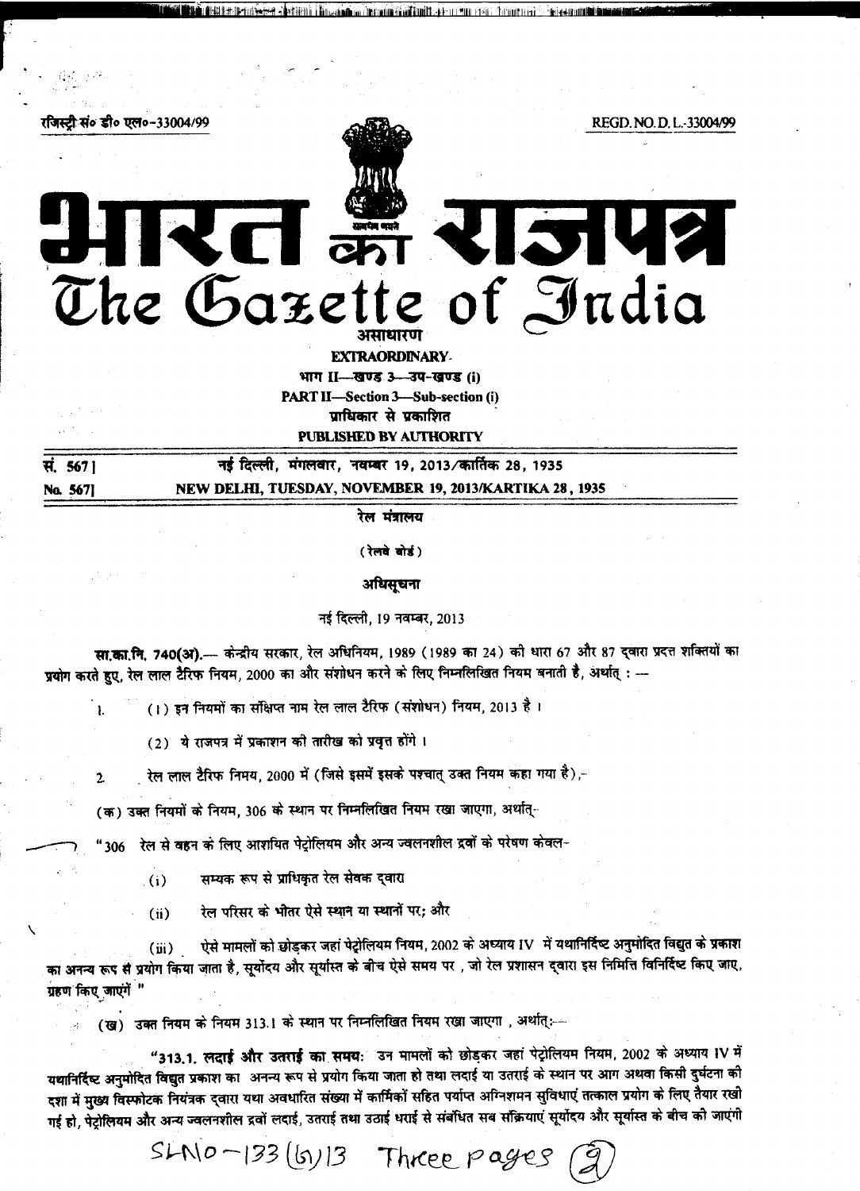रजिस्ट्री सं० डी० एल०-33004/99 REGD. NO. D. L.-33004/99

# भारत का राजपत्र
# The Gazette of India

**असाधारण**

**EXTRAORDINARY**

**भाग II—खण्ड 3—उप-खण्ड (i)**

**PART II—Section 3—Sub-section (i)**

**प्राधिकार से प्रकाशित**

**PUBLISHED BY AUTHORITY**

सं. 567] नई दिल्ली, मंगलवार, नवम्बर 19, 2013/कार्तिक 28, 1935

No. 567] NEW DELHI, TUESDAY, NOVEMBER 19, 2013/KARTIKA 28, 1935

रेल मंत्रालय

(रेलवे बोर्ड)

अधिसूचना

नई दिल्ली, 19 नवम्बर, 2013

**सा.का.नि. 740(अ).**— केन्द्रीय सरकार, रेल अधिनियम, 1989 (1989 का 24) की धारा 67 और 87 द्वारा प्रदत्त शक्तियों का प्रयोग करते हुए, रेल लाल टैरिफ नियम, 2000 का और संशोधन करने के लिए निम्नलिखित नियम बनाती है, अर्थात् :—

1. (1) इन नियमों का संक्षिप्त नाम रेल लाल टैरिफ (संशोधन) नियम, 2013 है ।

   (2) ये राजपत्र में प्रकाशन की तारीख को प्रवृत्त होंगे ।

2. रेल लाल टैरिफ नियम, 2000 में (जिसे इसमें इसके पश्चात् उक्त नियम कहा गया है),-

(क) उक्त नियमों के नियम, 306 के स्थान पर निम्नलिखित नियम रखा जाएगा, अर्थात्-

"306 रेल से वहन के लिए आशयित पेट्रोलियम और अन्य ज्वलनशील द्रवों के परेषण केवल-

(i) सम्यक रूप से प्राधिकृत रेल सेवक द्वारा

(ii) रेल परिसर के भीतर ऐसे स्थान या स्थानों पर; और

(iii) ऐसे मामलों को छोड़कर जहां पेट्रोलियम नियम, 2002 के अध्याय IV में यथानिर्दिष्ट अनुमोदित विद्युत के प्रकाश का अनन्य रूप से प्रयोग किया जाता है, सूर्योदय और सूर्यास्त के बीच ऐसे समय पर , जो रेल प्रशासन द्वारा इस निमित्ति विनिर्दिष्ट किए जाए, ग्रहण किए जाएंगें "

(ख) उक्त नियम के नियम 313.1 के स्थान पर निम्नलिखित नियम रखा जाएगा , अर्थात्:—

"**313.1. लदाई और उतराई का समय:** उन मामलों को छोड़कर जहां पेट्रोलियम नियम, 2002 के अध्याय IV में यथानिर्दिष्ट अनुमोदित विद्युत प्रकाश का अनन्य रूप से प्रयोग किया जाता हो तथा लदाई या उतराई के स्थान पर आग अथवा किसी दुर्घटना की दशा में मुख्य विस्फोटक नियंत्रक द्वारा यथा अवधारित संख्या में कार्मिकों सहित पर्याप्त अग्निशमन सुविधाएं तत्काल प्रयोग के लिए तैयार रखी गई हो, पेट्रोलियम और अन्य ज्वलनशील द्रवों लदाई, उतराई तथा उठाई धराई से संबंधित सब सक्रियाएं सूर्योदय और सूर्यास्त के बीच की जाएंगी

SLNO-133(6)13 Three pages (2)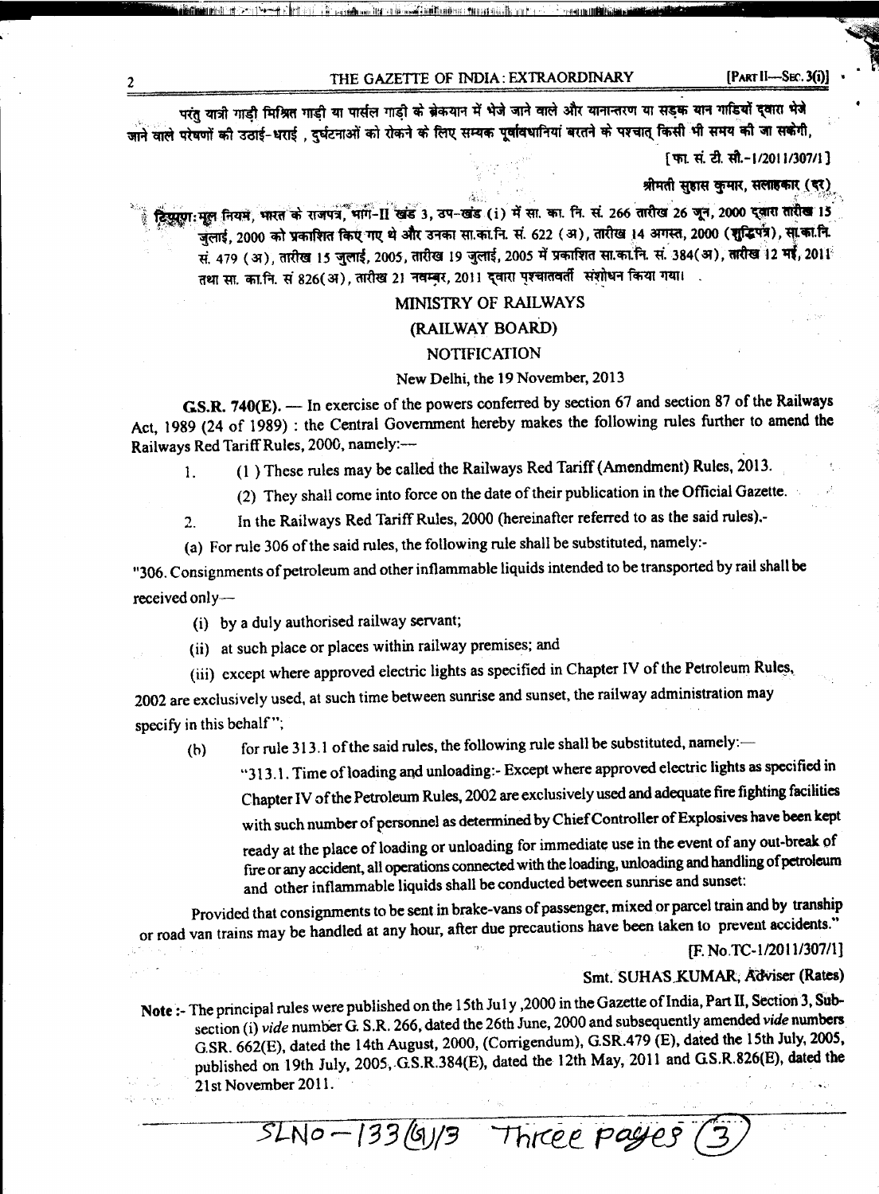परंतु यात्री गाड़ी मिश्रित गाड़ी या पार्सल गाड़ी के ब्रेकयान में भेजे जाने वाले और यानान्तरण या सड़क यान गाडियों द्वारा भेजे जाने वाले परेषणों की उठाई-धराई , दुर्घटनाओं को रोकने के लिए सम्यक पूर्वावधानियां बरतने के पश्चात् किसी भी समय की जा सकेगी,

[फा. सं. टी. सी.-1/2011/307/1]

श्रीमती सुहास कुमार, सलाहकार (दर)

टिप्पण: मूल नियम, भारत के राजपत्र, भाग-II खंड 3, उप-खंड (i) में सा. का. नि. सं. 266 तारीख 26 जून, 2000 द्वारा तारीख 15 जुलाई, 2000 को प्रकाशित किए गए थे और उनका सा.का.नि. सं. 622 (अ), तारीख 14 अगस्त, 2000 (शुद्धिपत्र), सा.का.नि. सं. 479 (अ), तारीख 15 जुलाई, 2005, तारीख 19 जुलाई, 2005 में प्रकाशित सा.का.नि. सं. 384(अ), तारीख 12 मई, 2011 तथा सा. का.नि. सं 826(अ), तारीख 21 नवम्बर, 2011 द्वारा पश्चातवर्ती संशोधन किया गया।

## MINISTRY OF RAILWAYS

## (RAILWAY BOARD)

## NOTIFICATION

New Delhi, the 19 November, 2013

**G.S.R. 740(E).** — In exercise of the powers conferred by section 67 and section 87 of the Railways Act, 1989 (24 of 1989) : the Central Government hereby makes the following rules further to amend the Railways Red Tariff Rules, 2000, namely:—

1. (1) These rules may be called the Railways Red Tariff (Amendment) Rules, 2013.

   (2) They shall come into force on the date of their publication in the Official Gazette.

2. In the Railways Red Tariff Rules, 2000 (hereinafter referred to as the said rules).-

(a) For rule 306 of the said rules, the following rule shall be substituted, namely:-

"306. Consignments of petroleum and other inflammable liquids intended to be transported by rail shall be received only—

(i) by a duly authorised railway servant;

(ii) at such place or places within railway premises; and

(iii) except where approved electric lights as specified in Chapter IV of the Petroleum Rules, 2002 are exclusively used, at such time between sunrise and sunset, the railway administration may specify in this behalf";

(b) for rule 313.1 of the said rules, the following rule shall be substituted, namely:—

"313.1. Time of loading and unloading:- Except where approved electric lights as specified in Chapter IV of the Petroleum Rules, 2002 are exclusively used and adequate fire fighting facilities with such number of personnel as determined by Chief Controller of Explosives have been kept ready at the place of loading or unloading for immediate use in the event of any out-break of fire or any accident, all operations connected with the loading, unloading and handling of petroleum and other inflammable liquids shall be conducted between sunrise and sunset:

Provided that consignments to be sent in brake-vans of passenger, mixed or parcel train and by tranship or road van trains may be handled at any hour, after due precautions have been taken to prevent accidents."

[F. No.TC-1/2011/307/1]

Smt. SUHAS KUMAR, Adviser (Rates)

**Note :-** The principal rules were published on the 15th July ,2000 in the Gazette of India, Part II, Section 3, Sub-section (i) *vide* number G. S.R. 266, dated the 26th June, 2000 and subsequently amended *vide* numbers G.SR. 662(E), dated the 14th August, 2000, (Corrigendum), G.SR.479 (E), dated the 15th July, 2005, published on 19th July, 2005, G.S.R.384(E), dated the 12th May, 2011 and G.S.R.826(E), dated the 21st November 2011.

SLNo - 133(G)/13 Three pages (3)